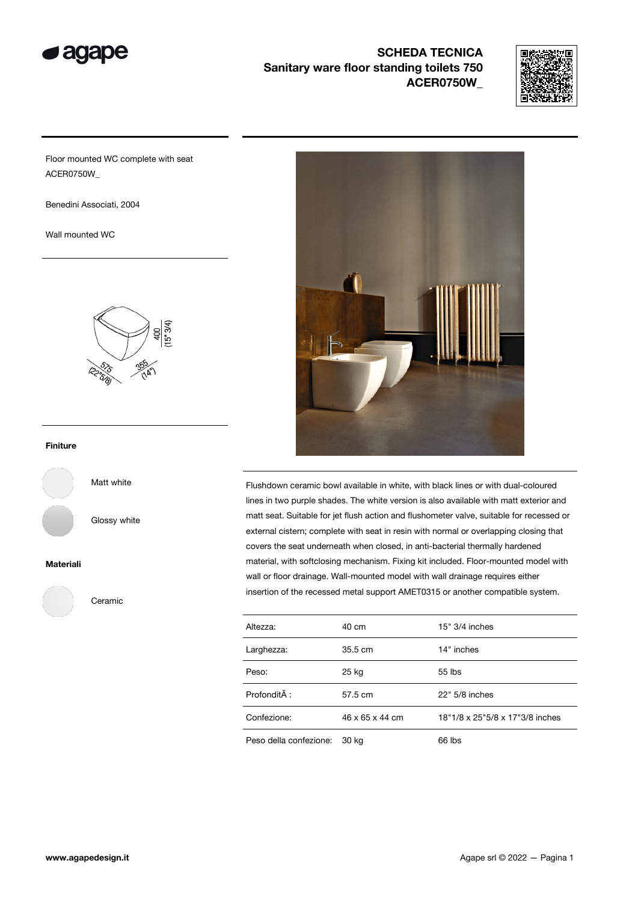# SCHEDA TECNICA
## Sanitary ware floor standing toilets 750
## ACER0750W_

Floor mounted WC complete with seat
ACER0750W_

Benedini Associati, 2004

Wall mounted WC

400 (15" 3/4)
575 (22"5/8)
355 (14")

**Finiture**

Matt white

Glossy white

**Materiali**

Ceramic

Flushdown ceramic bowl available in white, with black lines or with dual-coloured lines in two purple shades. The white version is also available with matt exterior and matt seat. Suitable for jet flush action and flushometer valve, suitable for recessed or external cistern; complete with seat in resin with normal or overlapping closing that covers the seat underneath when closed, in anti-bacterial thermally hardened material, with softclosing mechanism. Fixing kit included. Floor-mounted model with wall or floor drainage. Wall-mounted model with wall drainage requires either insertion of the recessed metal support AMET0315 or another compatible system.

| | | |
|---|---|---|
| Altezza: | 40 cm | 15" 3/4 inches |
| Larghezza: | 35.5 cm | 14" inches |
| Peso: | 25 kg | 55 lbs |
| ProfonditÃ : | 57.5 cm | 22" 5/8 inches |
| Confezione: | 46 x 65 x 44 cm | 18"1/8 x 25"5/8 x 17"3/8 inches |
| Peso della confezione: | 30 kg | 66 lbs |

www.agapedesign.it

Agape srl © 2022 — Pagina 1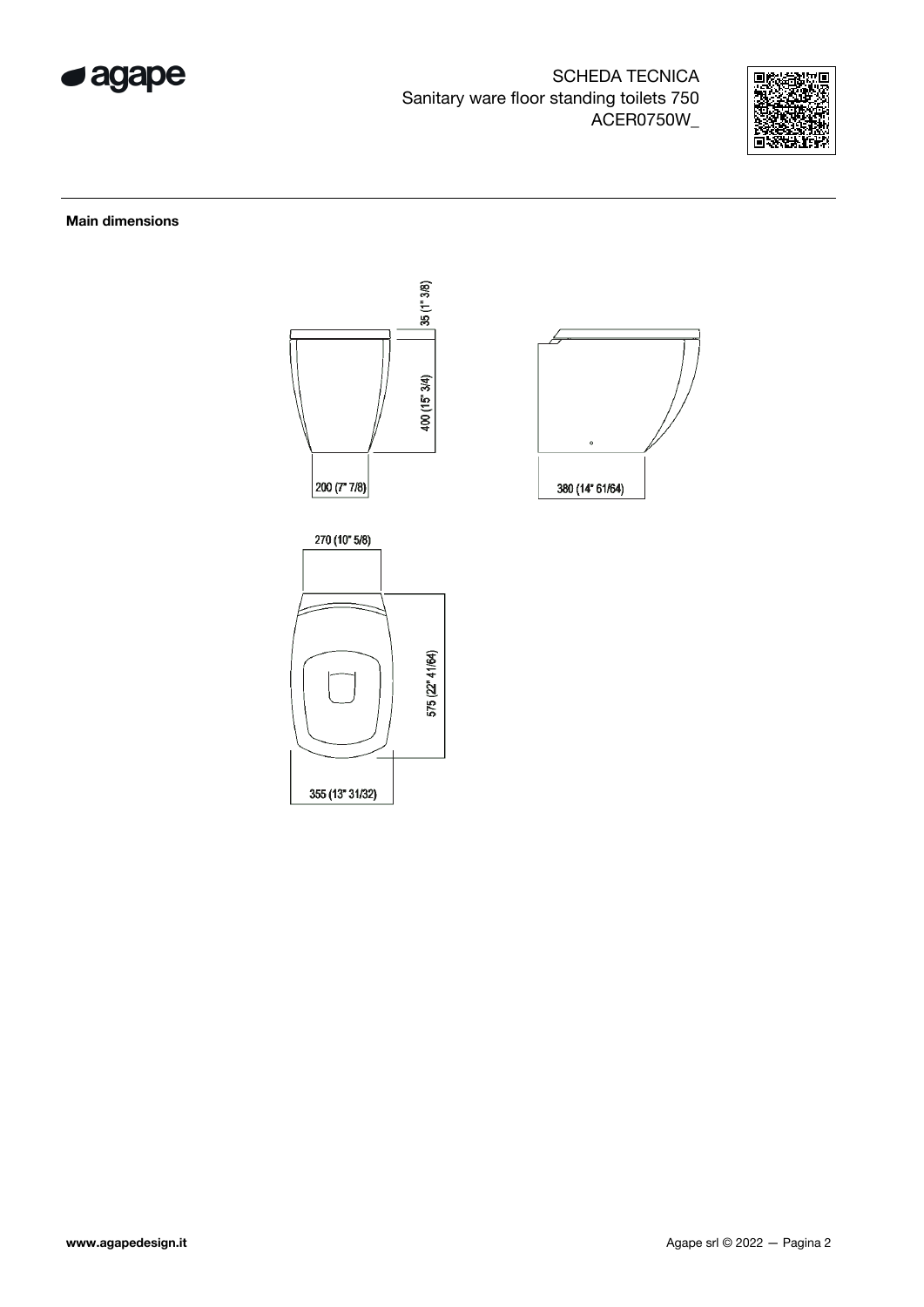SCHEDA TECNICA
Sanitary ware floor standing toilets 750
ACER0750W_

**Main dimensions**

35 (1" 3/8)

400 (15" 3/4)

200 (7" 7/8)

380 (14" 61/64)

270 (10" 5/8)

575 (22" 41/64)

355 (13" 31/32)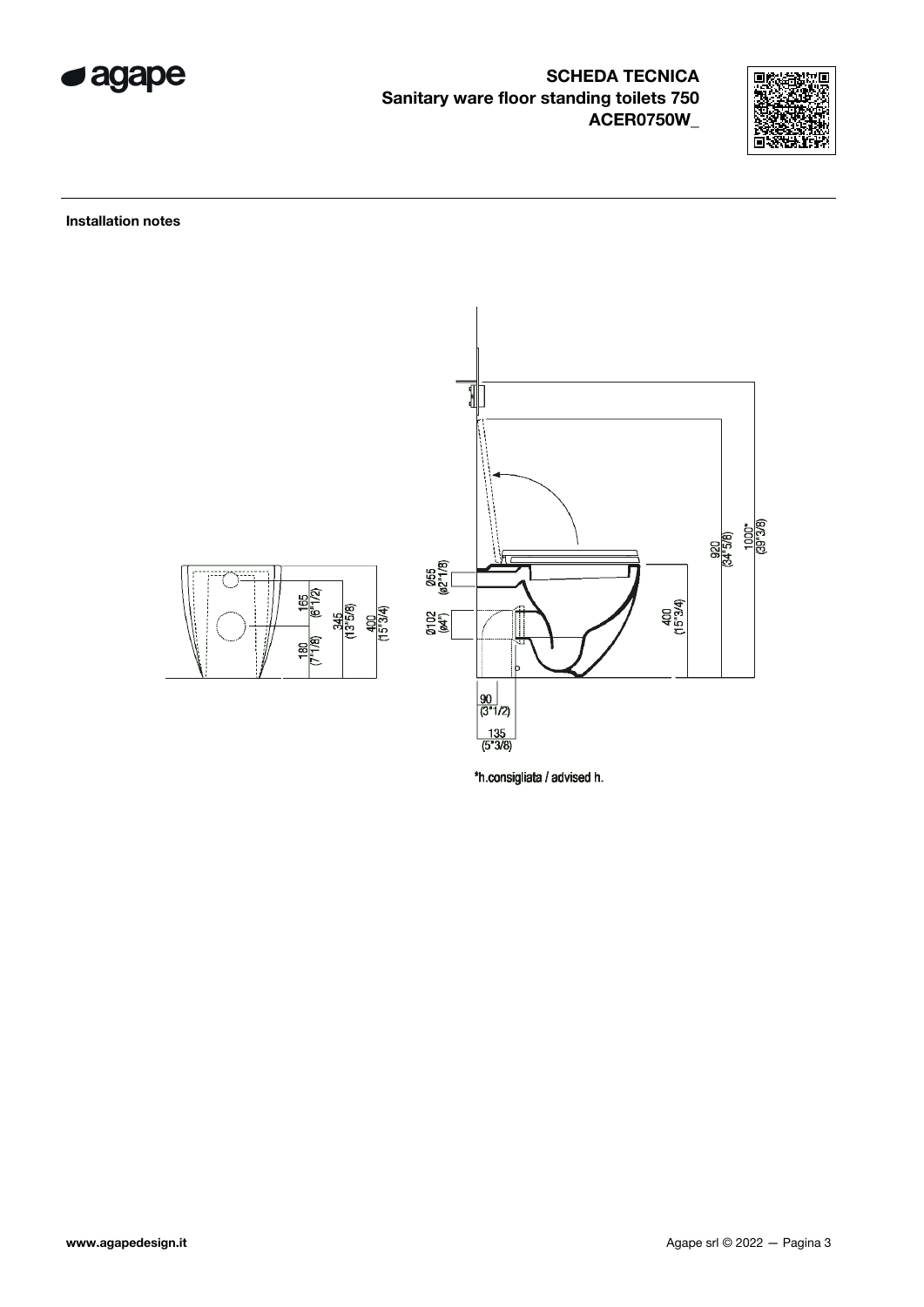**SCHEDA TECNICA**
**Sanitary ware floor standing toilets 750**
**ACER0750W_**

**Installation notes**

165 (6"1/2)

345 (13"5/8)

400 (15"3/4)

180 (7"1/8)

Ø55 (ø2"1/8)

Ø102 (ø4")

400 (15"3/4)

920 (34"5/8)

1000* (39"3/8)

90 (3"1/2)

135 (5"3/8)

*h.consigliata / advised h.